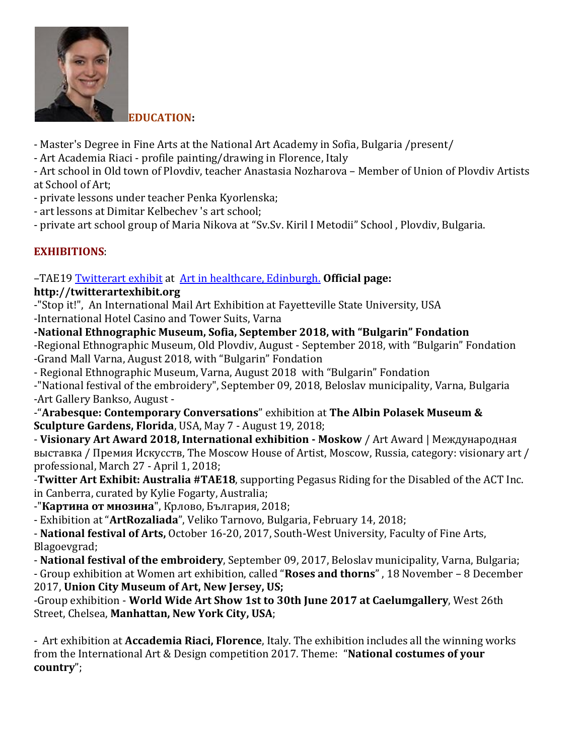## EDUCATION:

- Master's Degree in Fine Arts at the National Art Academy in Sofia, Bulgaria /present/
- Art Academia Riaci - profile painting/drawing in Florence, Italy
- Art school in Old town of Plovdiv, teacher Anastasia Nozharova – Member of Union of Plovdiv Artists at School of Art;
- private lessons under teacher Penka Kyorlenska;
- art lessons at Dimitar Kelbechev 's art school;
- private art school group of Maria Nikova at "Sv.Sv. Kiril I Metodii" School , Plovdiv, Bulgaria.

## EXHIBITIONS:

–TAE19 Twitterart exhibit at Art in healthcare, Edinburgh. **Official page: http://twitterartexhibit.org**

-"Stop it!", An International Mail Art Exhibition at Fayetteville State University, USA

-International Hotel Casino and Tower Suits, Varna

**-National Ethnographic Museum, Sofia, September 2018, with "Bulgarin" Fondation**

-Regional Ethnographic Museum, Old Plovdiv, August - September 2018, with "Bulgarin" Fondation

-Grand Mall Varna, August 2018, with "Bulgarin" Fondation

- Regional Ethnographic Museum, Varna, August 2018 with "Bulgarin" Fondation

-"National festival of the embroidery", September 09, 2018, Beloslav municipality, Varna, Bulgaria

-Art Gallery Bankso, August -

-"**Arabesque: Contemporary Conversations**" exhibition at **The Albin Polasek Museum & Sculpture Gardens, Florida**, USA, May 7 - August 19, 2018;

- **Visionary Art Award 2018, International exhibition - Moskow** / Art Award | Международная выставка / Премия Искусств, The Moscow House of Artist, Moscow, Russia, category: visionary art / professional, March 27 - April 1, 2018;

-**Twitter Art Exhibit: Australia #TAE18**, supporting Pegasus Riding for the Disabled of the ACT Inc. in Canberra, curated by Kylie Fogarty, Australia;

-"**Картина от мнозина**", Крлово, България, 2018;

- Exhibition at "**ArtRozaliada**", Veliko Tarnovo, Bulgaria, February 14, 2018;

- **National festival of Arts,** October 16-20, 2017, South-West University, Faculty of Fine Arts, Blagoevgrad;

- **National festival of the embroidery**, September 09, 2017, Beloslav municipality, Varna, Bulgaria;

- Group exhibition at Women art exhibition, called "**Roses and thorns**" , 18 November – 8 December 2017, **Union City Museum of Art, New Jersey, US;**

-Group exhibition - **World Wide Art Show 1st to 30th June 2017 at Caelumgallery**, West 26th Street, Chelsea, **Manhattan, New York City, USA**;

- Art exhibition at **Accademia Riaci, Florence**, Italy. The exhibition includes all the winning works from the International Art & Design competition 2017. Theme: "**National costumes of your country**";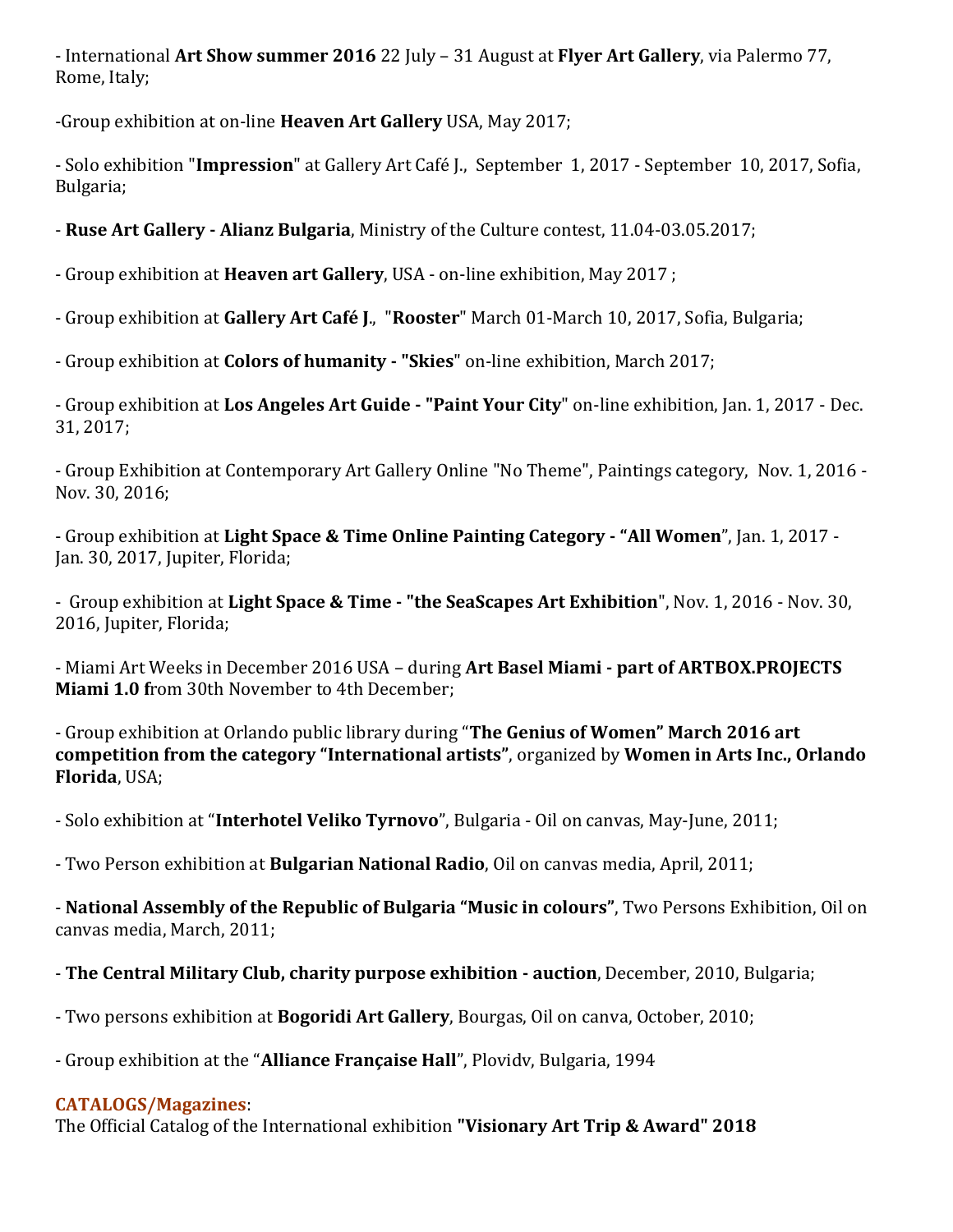- International **Art Show summer 2016** 22 July – 31 August at **Flyer Art Gallery**, via Palermo 77, Rome, Italy;

-Group exhibition at on-line **Heaven Art Gallery** USA, May 2017;

- Solo exhibition "**Impression**" at Gallery Art Café J., September 1, 2017 - September 10, 2017, Sofia, Bulgaria;

- **Ruse Art Gallery - Alianz Bulgaria**, Ministry of the Culture contest, 11.04-03.05.2017;

- Group exhibition at **Heaven art Gallery**, USA - on-line exhibition, May 2017 ;

- Group exhibition at **Gallery Art Café J.**, "**Rooster**" March 01-March 10, 2017, Sofia, Bulgaria;

- Group exhibition at **Colors of humanity - "Skies**" on-line exhibition, March 2017;

- Group exhibition at **Los Angeles Art Guide - "Paint Your City**" on-line exhibition, Jan. 1, 2017 - Dec. 31, 2017;

- Group Exhibition at Contemporary Art Gallery Online "No Theme", Paintings category, Nov. 1, 2016 - Nov. 30, 2016;

- Group exhibition at **Light Space & Time Online Painting Category - "All Women**", Jan. 1, 2017 - Jan. 30, 2017, Jupiter, Florida;

- Group exhibition at **Light Space & Time - "the SeaScapes Art Exhibition**", Nov. 1, 2016 - Nov. 30, 2016, Jupiter, Florida;

- Miami Art Weeks in December 2016 USA – during **Art Basel Miami - part of ARTBOX.PROJECTS Miami 1.0 f**rom 30th November to 4th December;

- Group exhibition at Orlando public library during "**The Genius of Women" March 2016 art competition from the category "International artists"**, organized by **Women in Arts Inc., Orlando Florida**, USA;

- Solo exhibition at "**Interhotel Veliko Tyrnovo**", Bulgaria - Oil on canvas, May-June, 2011;

- Two Person exhibition at **Bulgarian National Radio**, Oil on canvas media, April, 2011;

- **National Assembly of the Republic of Bulgaria "Music in colours"**, Two Persons Exhibition, Oil on canvas media, March, 2011;

- **The Central Military Club, charity purpose exhibition - auction**, December, 2010, Bulgaria;

- Two persons exhibition at **Bogoridi Art Gallery**, Bourgas, Oil on canva, October, 2010;

- Group exhibition at the "**Alliance Française Hall**", Plovidv, Bulgaria, 1994

**CATALOGS/Magazines**:

The Official Catalog of the International exhibition **"Visionary Art Trip & Award" 2018**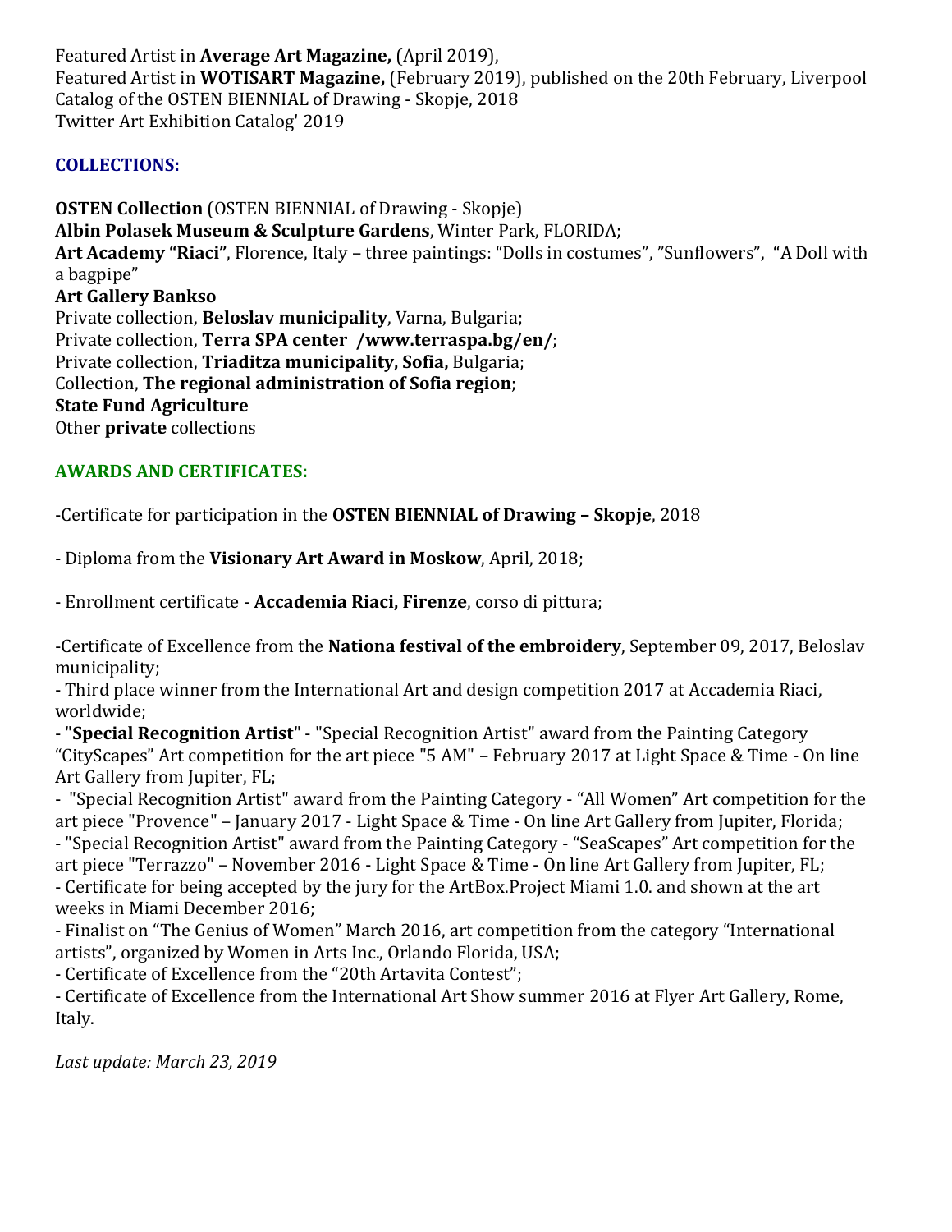Featured Artist in **Average Art Magazine,** (April 2019),
Featured Artist in **WOTISART Magazine,** (February 2019), published on the 20th February, Liverpool
Catalog of the OSTEN BIENNIAL of Drawing - Skopje, 2018
Twitter Art Exhibition Catalog' 2019

## COLLECTIONS:

**OSTEN Collection** (OSTEN BIENNIAL of Drawing - Skopje)
**Albin Polasek Museum & Sculpture Gardens**, Winter Park, FLORIDA;
**Art Academy "Riaci"**, Florence, Italy – three paintings: "Dolls in costumes", "Sunflowers", "A Doll with a bagpipe"
**Art Gallery Bankso**
Private collection, **Beloslav municipality**, Varna, Bulgaria;
Private collection, **Terra SPA center /www.terraspa.bg/en/**;
Private collection, **Triaditza municipality, Sofia,** Bulgaria;
Collection, **The regional administration of Sofia region**;
**State Fund Agriculture**
Other **private** collections

## AWARDS AND CERTIFICATES:

-Certificate for participation in the **OSTEN BIENNIAL of Drawing – Skopje**, 2018

- Diploma from the **Visionary Art Award in Moskow**, April, 2018;

- Enrollment certificate - **Accademia Riaci, Firenze**, corso di pittura;

-Certificate of Excellence from the **Nationa festival of the embroidery**, September 09, 2017, Beloslav municipality;
- Third place winner from the International Art and design competition 2017 at Accademia Riaci, worldwide;
- "**Special Recognition Artist**" - "Special Recognition Artist" award from the Painting Category "CityScapes" Art competition for the art piece "5 AM" – February 2017 at Light Space & Time - On line Art Gallery from Jupiter, FL;
- "Special Recognition Artist" award from the Painting Category - "All Women" Art competition for the art piece "Provence" – January 2017 - Light Space & Time - On line Art Gallery from Jupiter, Florida;
- "Special Recognition Artist" award from the Painting Category - "SeaScapes" Art competition for the art piece "Terrazzo" – November 2016 - Light Space & Time - On line Art Gallery from Jupiter, FL;
- Certificate for being accepted by the jury for the ArtBox.Project Miami 1.0. and shown at the art weeks in Miami December 2016;
- Finalist on "The Genius of Women" March 2016, art competition from the category "International artists", organized by Women in Arts Inc., Orlando Florida, USA;
- Certificate of Excellence from the "20th Artavita Contest";
- Certificate of Excellence from the International Art Show summer 2016 at Flyer Art Gallery, Rome, Italy.

*Last update: March 23, 2019*